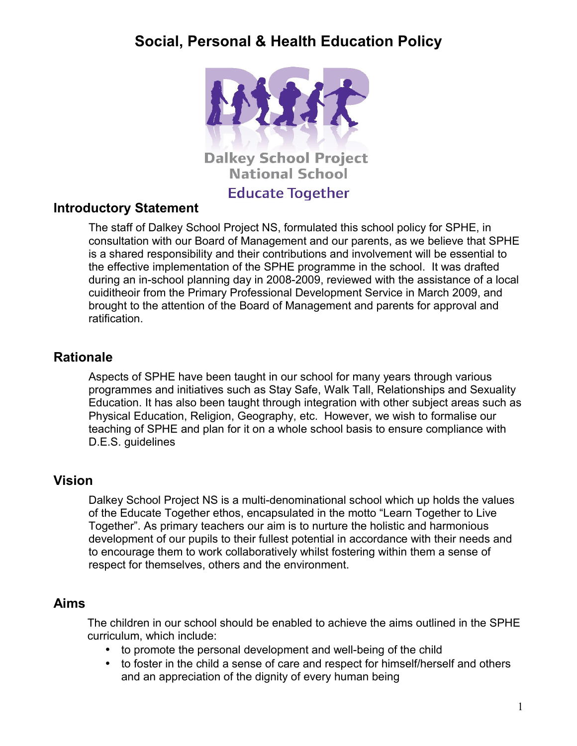# Social, Personal & Health Education Policy

Dalkey School Project
National School
Educate Together

## Introductory Statement

The staff of Dalkey School Project NS, formulated this school policy for SPHE, in consultation with our Board of Management and our parents, as we believe that SPHE is a shared responsibility and their contributions and involvement will be essential to the effective implementation of the SPHE programme in the school. It was drafted during an in-school planning day in 2008-2009, reviewed with the assistance of a local cuiditheoir from the Primary Professional Development Service in March 2009, and brought to the attention of the Board of Management and parents for approval and ratification.

## Rationale

Aspects of SPHE have been taught in our school for many years through various programmes and initiatives such as Stay Safe, Walk Tall, Relationships and Sexuality Education. It has also been taught through integration with other subject areas such as Physical Education, Religion, Geography, etc. However, we wish to formalise our teaching of SPHE and plan for it on a whole school basis to ensure compliance with D.E.S. guidelines

## Vision

Dalkey School Project NS is a multi-denominational school which up holds the values of the Educate Together ethos, encapsulated in the motto "Learn Together to Live Together". As primary teachers our aim is to nurture the holistic and harmonious development of our pupils to their fullest potential in accordance with their needs and to encourage them to work collaboratively whilst fostering within them a sense of respect for themselves, others and the environment.

## Aims

The children in our school should be enabled to achieve the aims outlined in the SPHE curriculum, which include:

- to promote the personal development and well-being of the child
- to foster in the child a sense of care and respect for himself/herself and others and an appreciation of the dignity of every human being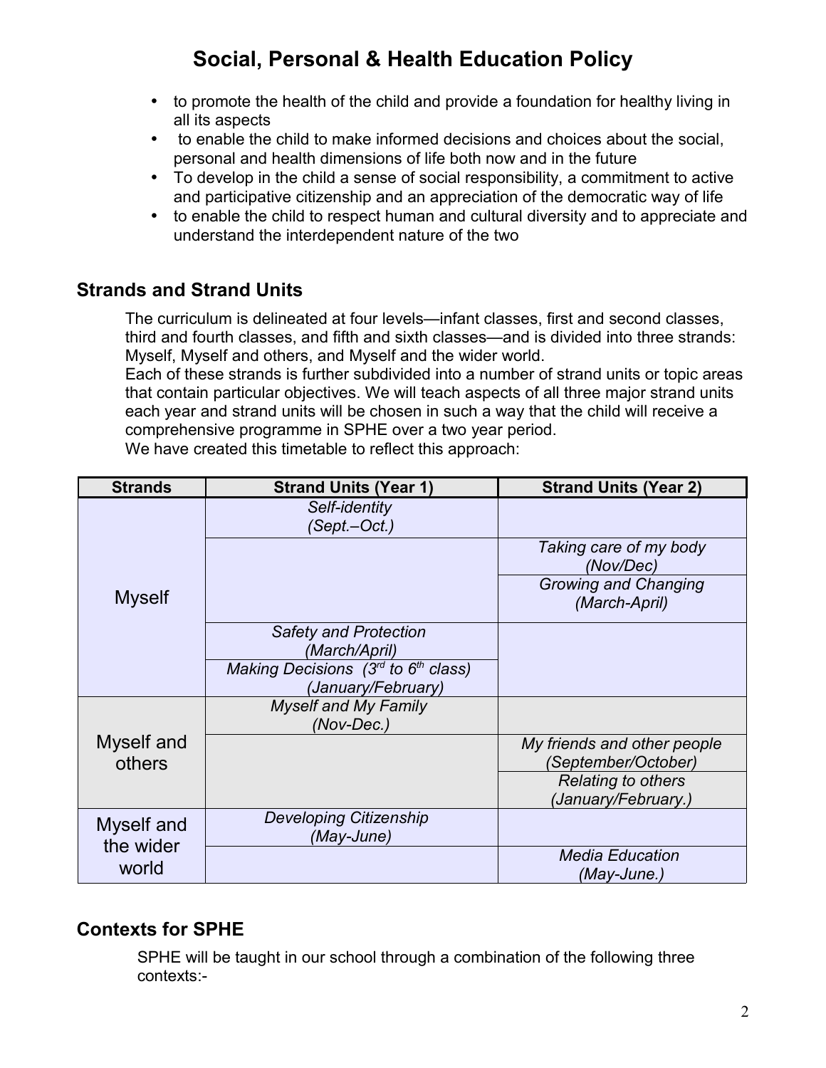# Social, Personal & Health Education Policy

- to promote the health of the child and provide a foundation for healthy living in all its aspects
- to enable the child to make informed decisions and choices about the social, personal and health dimensions of life both now and in the future
- To develop in the child a sense of social responsibility, a commitment to active and participative citizenship and an appreciation of the democratic way of life
- to enable the child to respect human and cultural diversity and to appreciate and understand the interdependent nature of the two

## Strands and Strand Units

The curriculum is delineated at four levels—infant classes, first and second classes, third and fourth classes, and fifth and sixth classes—and is divided into three strands: Myself, Myself and others, and Myself and the wider world.
Each of these strands is further subdivided into a number of strand units or topic areas that contain particular objectives. We will teach aspects of all three major strand units each year and strand units will be chosen in such a way that the child will receive a comprehensive programme in SPHE over a two year period.
We have created this timetable to reflect this approach:

| Strands | Strand Units (Year 1) | Strand Units (Year 2) |
|---|---|---|
| Myself | *Self-identity (Sept.–Oct.)* | |
| | | *Taking care of my body (Nov/Dec)* |
| | | *Growing and Changing (March-April)* |
| | *Safety and Protection (March/April)* | |
| | *Making Decisions (3rd to 6th class) (January/February)* | |
| Myself and others | *Myself and My Family (Nov-Dec.)* | |
| | | *My friends and other people (September/October)* |
| | | *Relating to others (January/February.)* |
| Myself and the wider world | *Developing Citizenship (May-June)* | |
| | | *Media Education (May-June.)* |

## Contexts for SPHE

SPHE will be taught in our school through a combination of the following three contexts:-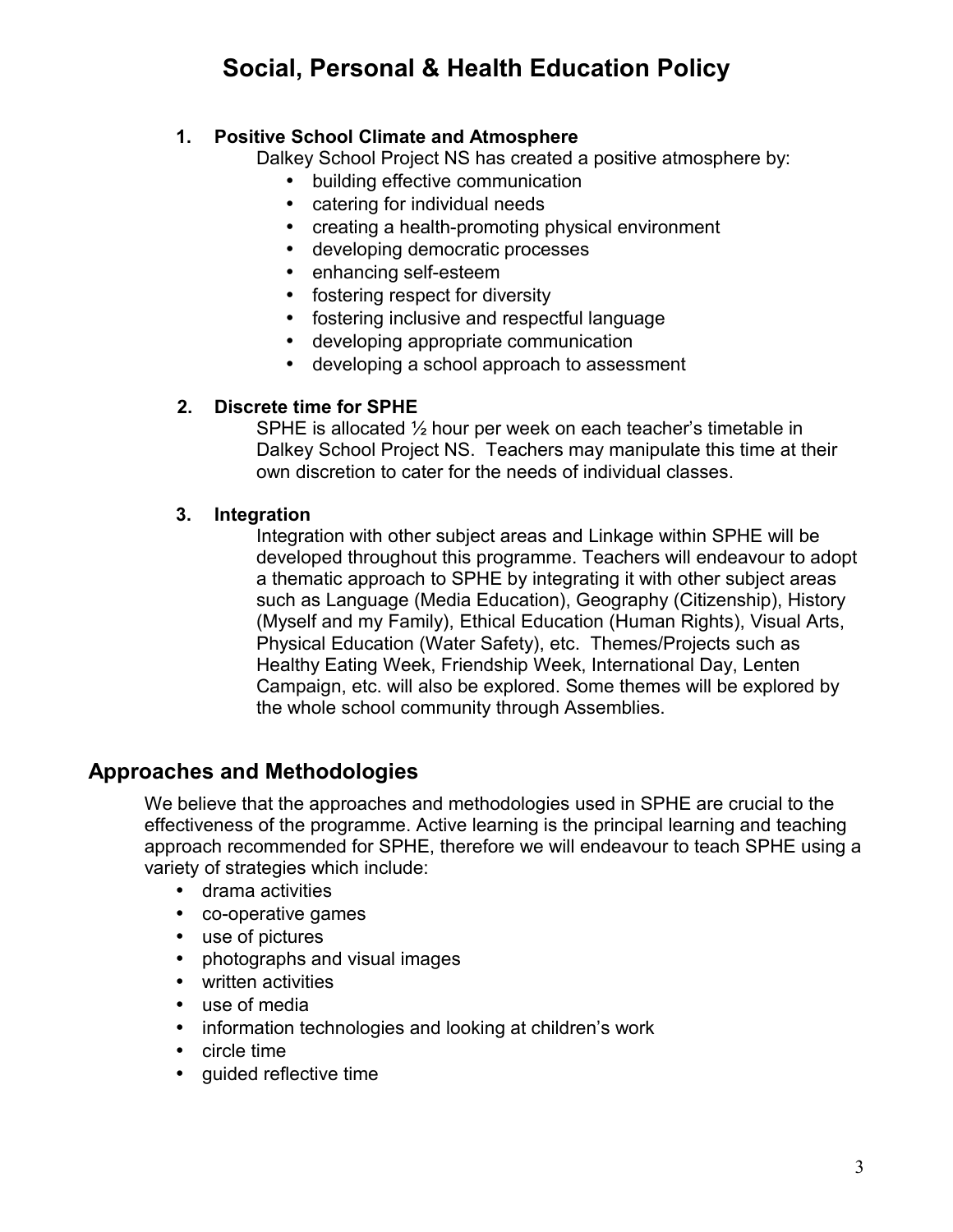# Social, Personal & Health Education Policy

1. **Positive School Climate and Atmosphere**

   Dalkey School Project NS has created a positive atmosphere by:
   - building effective communication
   - catering for individual needs
   - creating a health-promoting physical environment
   - developing democratic processes
   - enhancing self-esteem
   - fostering respect for diversity
   - fostering inclusive and respectful language
   - developing appropriate communication
   - developing a school approach to assessment

2. **Discrete time for SPHE**

   SPHE is allocated ½ hour per week on each teacher's timetable in Dalkey School Project NS. Teachers may manipulate this time at their own discretion to cater for the needs of individual classes.

3. **Integration**

   Integration with other subject areas and Linkage within SPHE will be developed throughout this programme. Teachers will endeavour to adopt a thematic approach to SPHE by integrating it with other subject areas such as Language (Media Education), Geography (Citizenship), History (Myself and my Family), Ethical Education (Human Rights), Visual Arts, Physical Education (Water Safety), etc. Themes/Projects such as Healthy Eating Week, Friendship Week, International Day, Lenten Campaign, etc. will also be explored. Some themes will be explored by the whole school community through Assemblies.

## Approaches and Methodologies

We believe that the approaches and methodologies used in SPHE are crucial to the effectiveness of the programme. Active learning is the principal learning and teaching approach recommended for SPHE, therefore we will endeavour to teach SPHE using a variety of strategies which include:

- drama activities
- co-operative games
- use of pictures
- photographs and visual images
- written activities
- use of media
- information technologies and looking at children's work
- circle time
- guided reflective time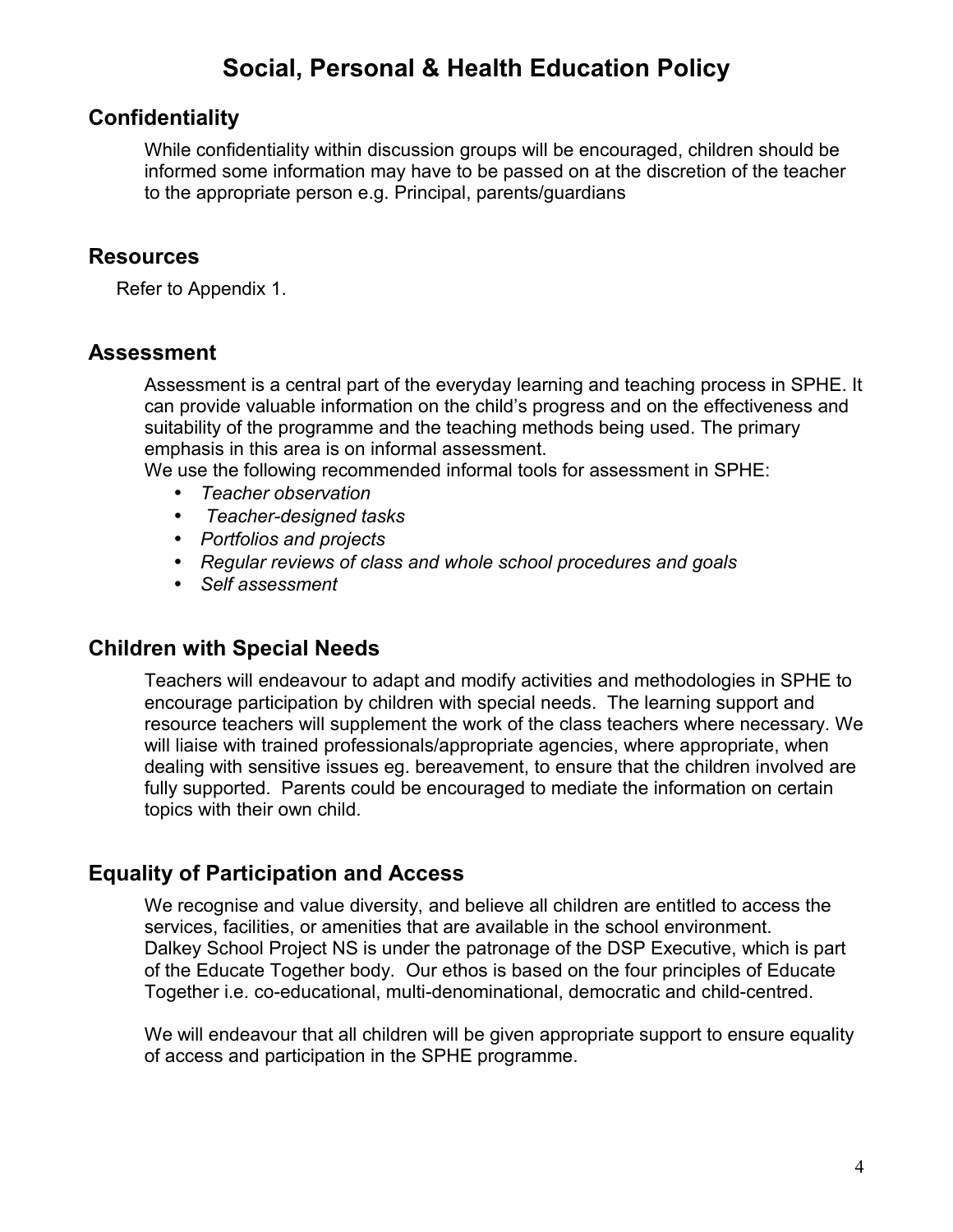# Social, Personal & Health Education Policy

## Confidentiality

While confidentiality within discussion groups will be encouraged, children should be informed some information may have to be passed on at the discretion of the teacher to the appropriate person e.g. Principal, parents/guardians

## Resources

Refer to Appendix 1.

## Assessment

Assessment is a central part of the everyday learning and teaching process in SPHE. It can provide valuable information on the child's progress and on the effectiveness and suitability of the programme and the teaching methods being used. The primary emphasis in this area is on informal assessment.

We use the following recommended informal tools for assessment in SPHE:

- *Teacher observation*
- *Teacher-designed tasks*
- *Portfolios and projects*
- *Regular reviews of class and whole school procedures and goals*
- *Self assessment*

## Children with Special Needs

Teachers will endeavour to adapt and modify activities and methodologies in SPHE to encourage participation by children with special needs. The learning support and resource teachers will supplement the work of the class teachers where necessary. We will liaise with trained professionals/appropriate agencies, where appropriate, when dealing with sensitive issues eg. bereavement, to ensure that the children involved are fully supported. Parents could be encouraged to mediate the information on certain topics with their own child.

## Equality of Participation and Access

We recognise and value diversity, and believe all children are entitled to access the services, facilities, or amenities that are available in the school environment. Dalkey School Project NS is under the patronage of the DSP Executive, which is part of the Educate Together body. Our ethos is based on the four principles of Educate Together i.e. co-educational, multi-denominational, democratic and child-centred.

We will endeavour that all children will be given appropriate support to ensure equality of access and participation in the SPHE programme.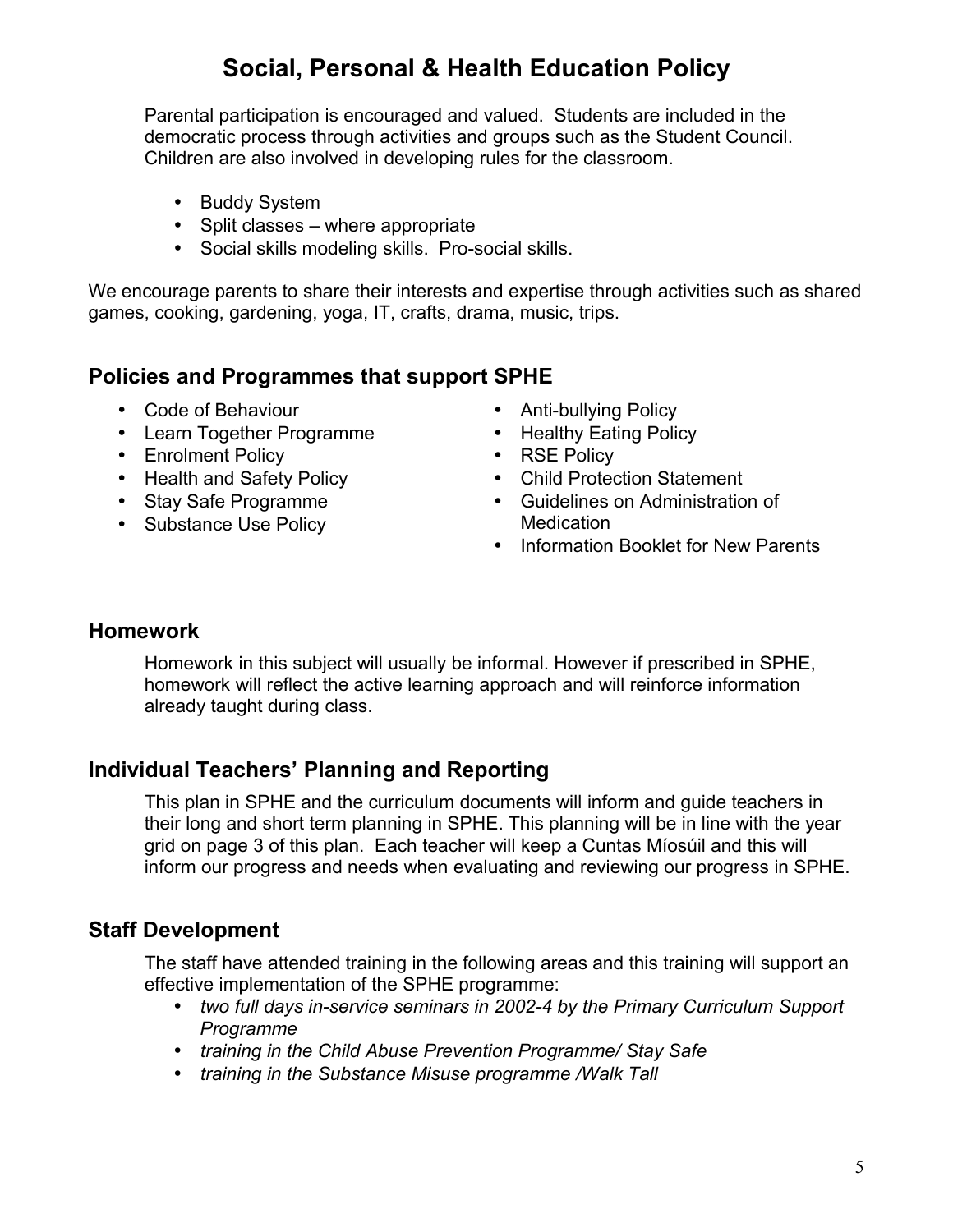# Social, Personal & Health Education Policy

Parental participation is encouraged and valued. Students are included in the democratic process through activities and groups such as the Student Council. Children are also involved in developing rules for the classroom.

- Buddy System
- Split classes – where appropriate
- Social skills modeling skills. Pro-social skills.

We encourage parents to share their interests and expertise through activities such as shared games, cooking, gardening, yoga, IT, crafts, drama, music, trips.

## Policies and Programmes that support SPHE

- Code of Behaviour
- Learn Together Programme
- Enrolment Policy
- Health and Safety Policy
- Stay Safe Programme
- Substance Use Policy
- Anti-bullying Policy
- Healthy Eating Policy
- RSE Policy
- Child Protection Statement
- Guidelines on Administration of Medication
- Information Booklet for New Parents

## Homework

Homework in this subject will usually be informal. However if prescribed in SPHE, homework will reflect the active learning approach and will reinforce information already taught during class.

## Individual Teachers' Planning and Reporting

This plan in SPHE and the curriculum documents will inform and guide teachers in their long and short term planning in SPHE. This planning will be in line with the year grid on page 3 of this plan. Each teacher will keep a Cuntas Míosúil and this will inform our progress and needs when evaluating and reviewing our progress in SPHE.

## Staff Development

The staff have attended training in the following areas and this training will support an effective implementation of the SPHE programme:

- *two full days in-service seminars in 2002-4 by the Primary Curriculum Support Programme*
- *training in the Child Abuse Prevention Programme/ Stay Safe*
- *training in the Substance Misuse programme /Walk Tall*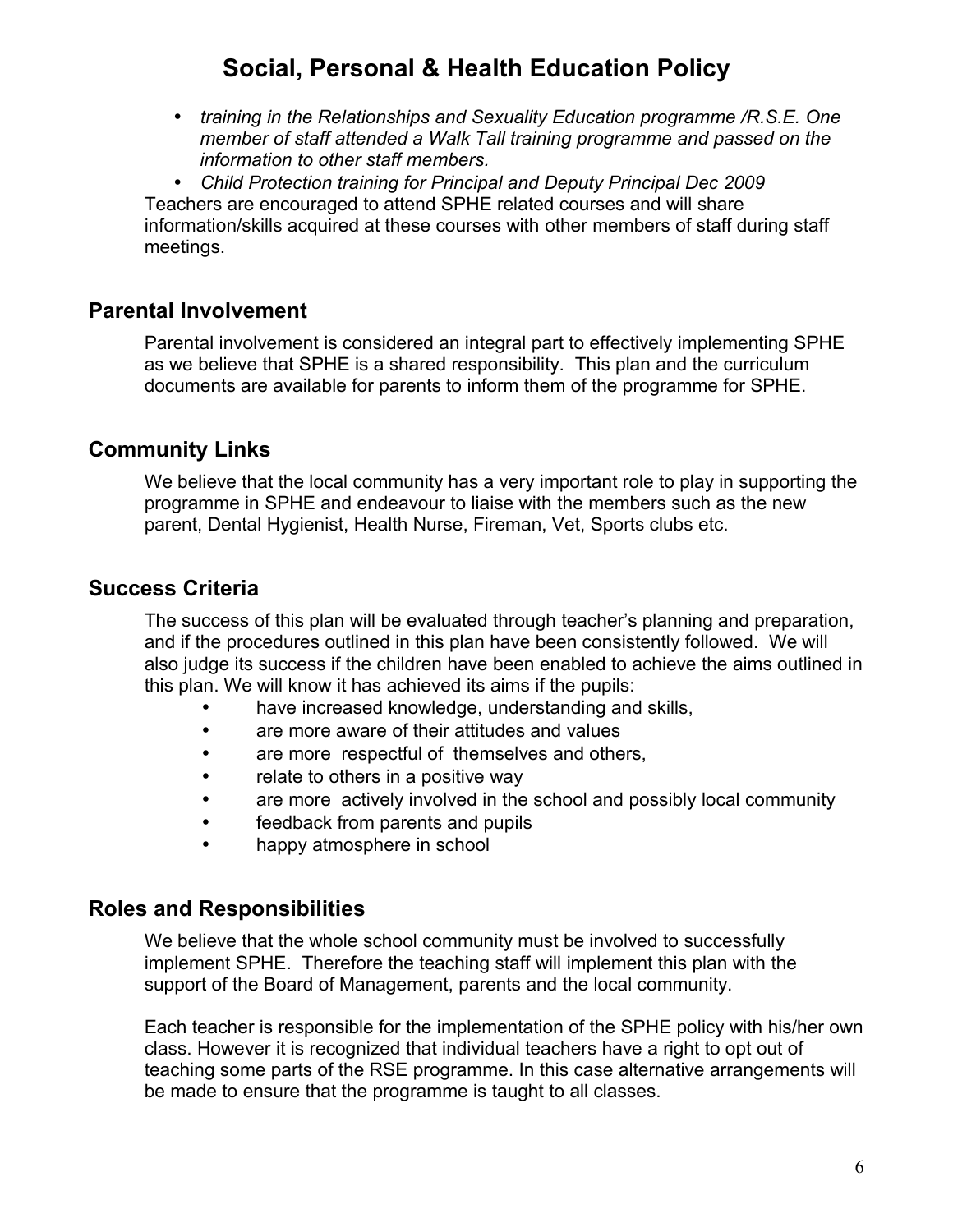- *training in the Relationships and Sexuality Education programme /R.S.E. One member of staff attended a Walk Tall training programme and passed on the information to other staff members.*
- *Child Protection training for Principal and Deputy Principal Dec 2009*

Teachers are encouraged to attend SPHE related courses and will share information/skills acquired at these courses with other members of staff during staff meetings.

## Parental Involvement

Parental involvement is considered an integral part to effectively implementing SPHE as we believe that SPHE is a shared responsibility. This plan and the curriculum documents are available for parents to inform them of the programme for SPHE.

## Community Links

We believe that the local community has a very important role to play in supporting the programme in SPHE and endeavour to liaise with the members such as the new parent, Dental Hygienist, Health Nurse, Fireman, Vet, Sports clubs etc.

## Success Criteria

The success of this plan will be evaluated through teacher's planning and preparation, and if the procedures outlined in this plan have been consistently followed. We will also judge its success if the children have been enabled to achieve the aims outlined in this plan. We will know it has achieved its aims if the pupils:

- have increased knowledge, understanding and skills,
- are more aware of their attitudes and values
- are more respectful of themselves and others,
- relate to others in a positive way
- are more actively involved in the school and possibly local community
- feedback from parents and pupils
- happy atmosphere in school

## Roles and Responsibilities

We believe that the whole school community must be involved to successfully implement SPHE. Therefore the teaching staff will implement this plan with the support of the Board of Management, parents and the local community.

Each teacher is responsible for the implementation of the SPHE policy with his/her own class. However it is recognized that individual teachers have a right to opt out of teaching some parts of the RSE programme. In this case alternative arrangements will be made to ensure that the programme is taught to all classes.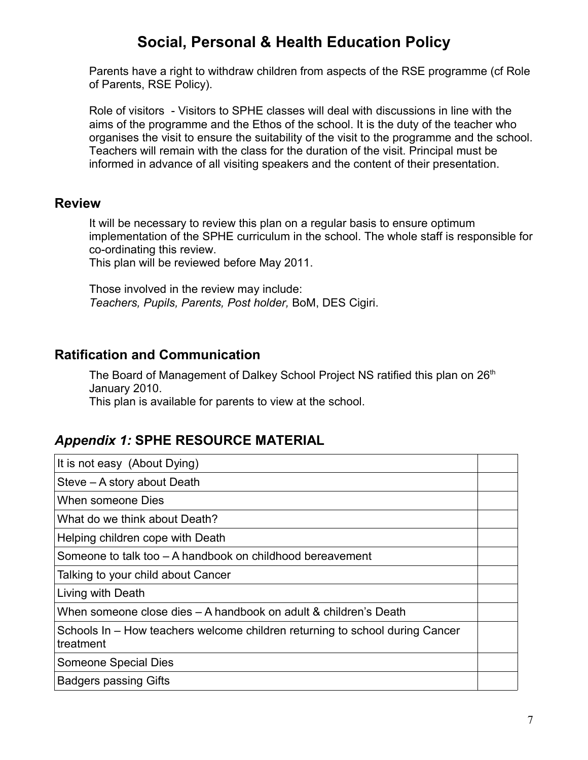# Social, Personal & Health Education Policy

Parents have a right to withdraw children from aspects of the RSE programme (cf Role of Parents, RSE Policy).

Role of visitors - Visitors to SPHE classes will deal with discussions in line with the aims of the programme and the Ethos of the school. It is the duty of the teacher who organises the visit to ensure the suitability of the visit to the programme and the school. Teachers will remain with the class for the duration of the visit. Principal must be informed in advance of all visiting speakers and the content of their presentation.

## Review

It will be necessary to review this plan on a regular basis to ensure optimum implementation of the SPHE curriculum in the school. The whole staff is responsible for co-ordinating this review.
This plan will be reviewed before May 2011.

Those involved in the review may include:
*Teachers, Pupils, Parents, Post holder,* BoM, DES Cigiri.

## Ratification and Communication

The Board of Management of Dalkey School Project NS ratified this plan on 26th January 2010.
This plan is available for parents to view at the school.

## *Appendix 1:* SPHE RESOURCE MATERIAL

| | |
|---|---|
| It is not easy (About Dying) | |
| Steve – A story about Death | |
| When someone Dies | |
| What do we think about Death? | |
| Helping children cope with Death | |
| Someone to talk too – A handbook on childhood bereavement | |
| Talking to your child about Cancer | |
| Living with Death | |
| When someone close dies – A handbook on adult & children's Death | |
| Schools In – How teachers welcome children returning to school during Cancer treatment | |
| Someone Special Dies | |
| Badgers passing Gifts | |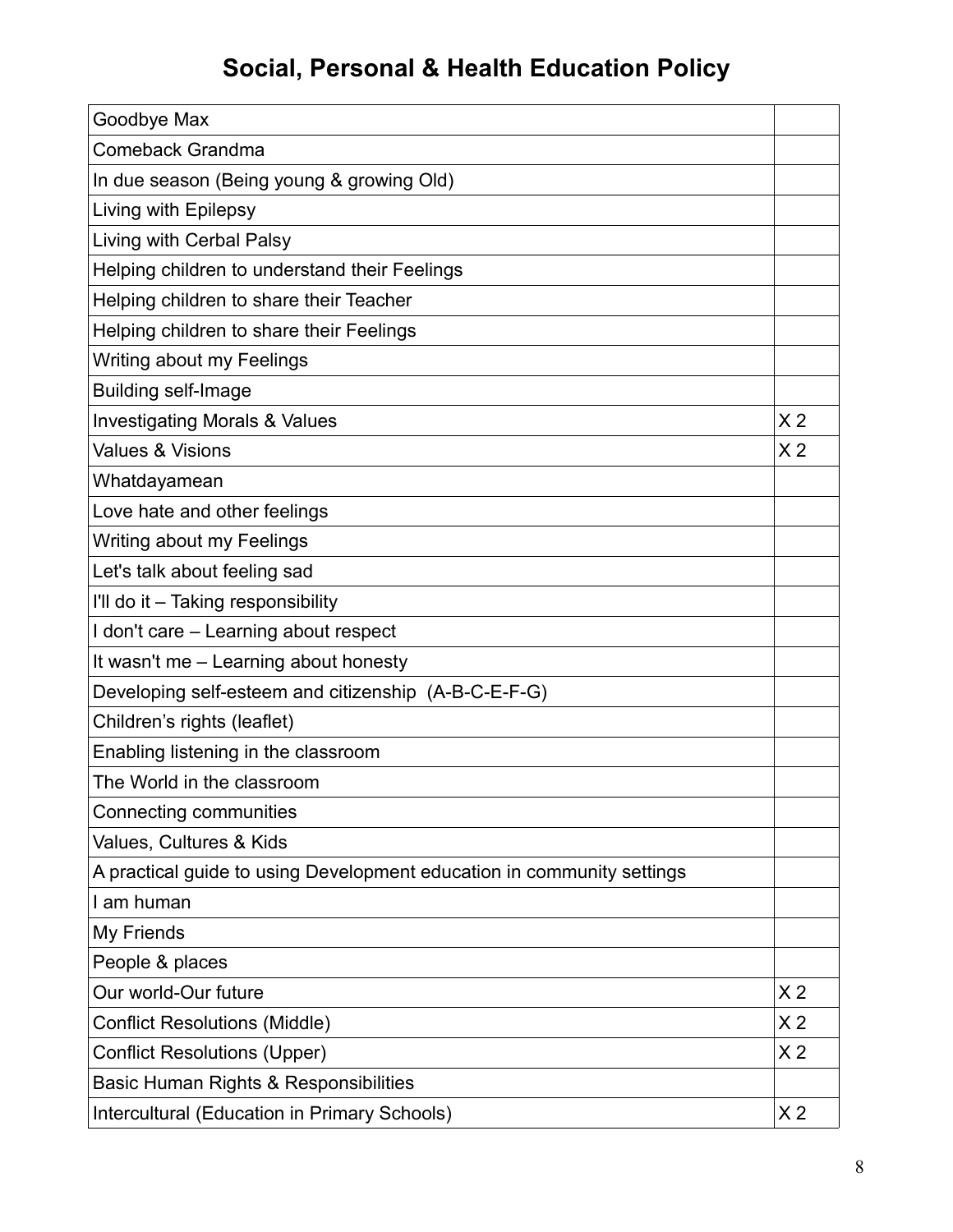## Social, Personal & Health Education Policy

| | |
|---|---|
| Goodbye Max | |
| Comeback Grandma | |
| In due season (Being young & growing Old) | |
| Living with Epilepsy | |
| Living with Cerbal Palsy | |
| Helping children to understand their Feelings | |
| Helping children to share their Teacher | |
| Helping children to share their Feelings | |
| Writing about my Feelings | |
| Building self-Image | |
| Investigating Morals & Values | X 2 |
| Values & Visions | X 2 |
| Whatdayamean | |
| Love hate and other feelings | |
| Writing about my Feelings | |
| Let's talk about feeling sad | |
| I'll do it – Taking responsibility | |
| I don't care – Learning about respect | |
| It wasn't me – Learning about honesty | |
| Developing self-esteem and citizenship (A-B-C-E-F-G) | |
| Children's rights (leaflet) | |
| Enabling listening in the classroom | |
| The World in the classroom | |
| Connecting communities | |
| Values, Cultures & Kids | |
| A practical guide to using Development education in community settings | |
| I am human | |
| My Friends | |
| People & places | |
| Our world-Our future | X 2 |
| Conflict Resolutions (Middle) | X 2 |
| Conflict Resolutions (Upper) | X 2 |
| Basic Human Rights & Responsibilities | |
| Intercultural (Education in Primary Schools) | X 2 |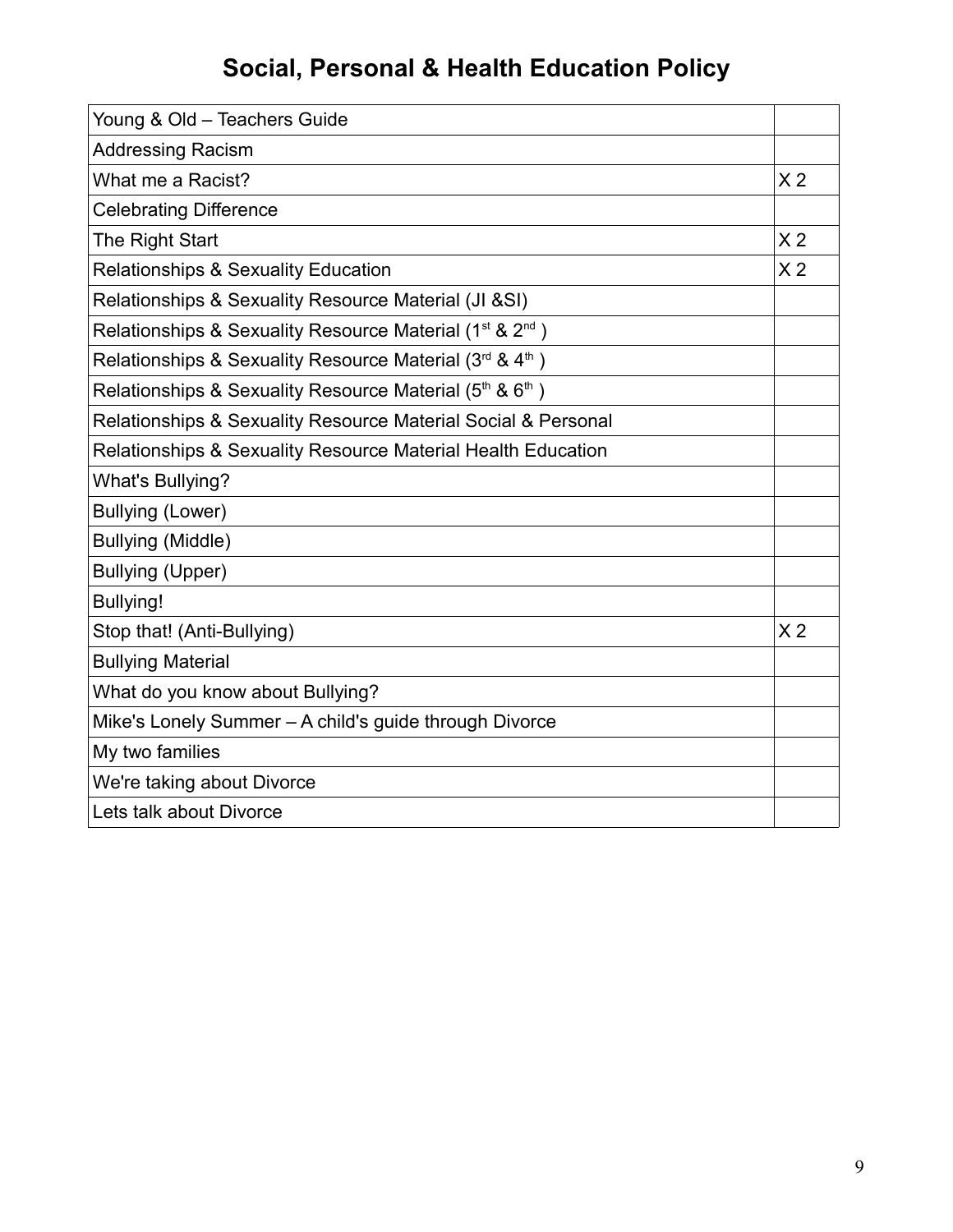# Social, Personal & Health Education Policy

| | |
|---|---|
| Young & Old – Teachers Guide | |
| Addressing Racism | |
| What me a Racist? | X 2 |
| Celebrating Difference | |
| The Right Start | X 2 |
| Relationships & Sexuality Education | X 2 |
| Relationships & Sexuality Resource Material (JI &SI) | |
| Relationships & Sexuality Resource Material (1st & 2nd ) | |
| Relationships & Sexuality Resource Material (3rd & 4th ) | |
| Relationships & Sexuality Resource Material (5th & 6th ) | |
| Relationships & Sexuality Resource Material Social & Personal | |
| Relationships & Sexuality Resource Material Health Education | |
| What's Bullying? | |
| Bullying (Lower) | |
| Bullying (Middle) | |
| Bullying (Upper) | |
| Bullying! | |
| Stop that! (Anti-Bullying) | X 2 |
| Bullying Material | |
| What do you know about Bullying? | |
| Mike's Lonely Summer – A child's guide through Divorce | |
| My two families | |
| We're taking about Divorce | |
| Lets talk about Divorce | |